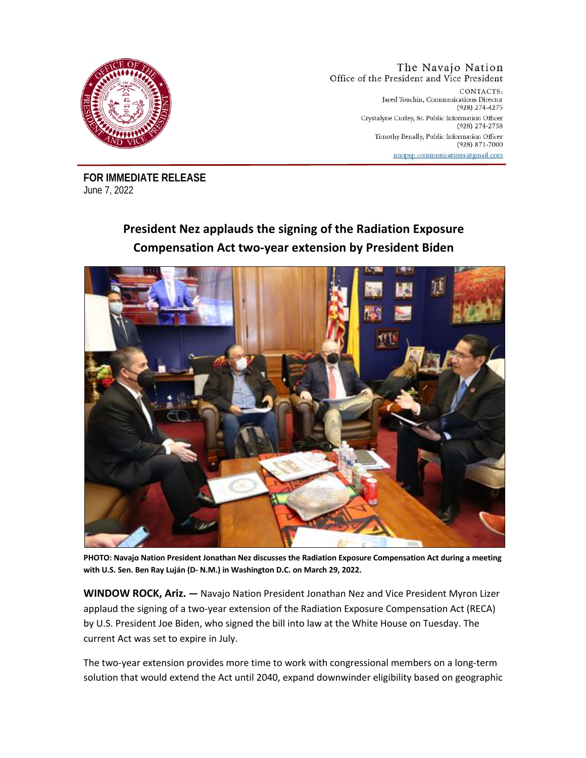The Navajo Nation
Office of the President and Vice President

CONTACTS:
Jared Touchin, Communications Director
(928) 274-4275
Crystalyne Curley, Sr. Public Information Officer
(928) 274-2758
Timothy Benally, Public Information Officer
(928) 871-7000
nnopvp.communications@gmail.com

**FOR IMMEDIATE RELEASE**
June 7, 2022

# President Nez applauds the signing of the Radiation Exposure Compensation Act two-year extension by President Biden

**PHOTO: Navajo Nation President Jonathan Nez discusses the Radiation Exposure Compensation Act during a meeting with U.S. Sen. Ben Ray Luján (D- N.M.) in Washington D.C. on March 29, 2022.**

**WINDOW ROCK, Ariz. —** Navajo Nation President Jonathan Nez and Vice President Myron Lizer applaud the signing of a two-year extension of the Radiation Exposure Compensation Act (RECA) by U.S. President Joe Biden, who signed the bill into law at the White House on Tuesday. The current Act was set to expire in July.

The two-year extension provides more time to work with congressional members on a long-term solution that would extend the Act until 2040, expand downwinder eligibility based on geographic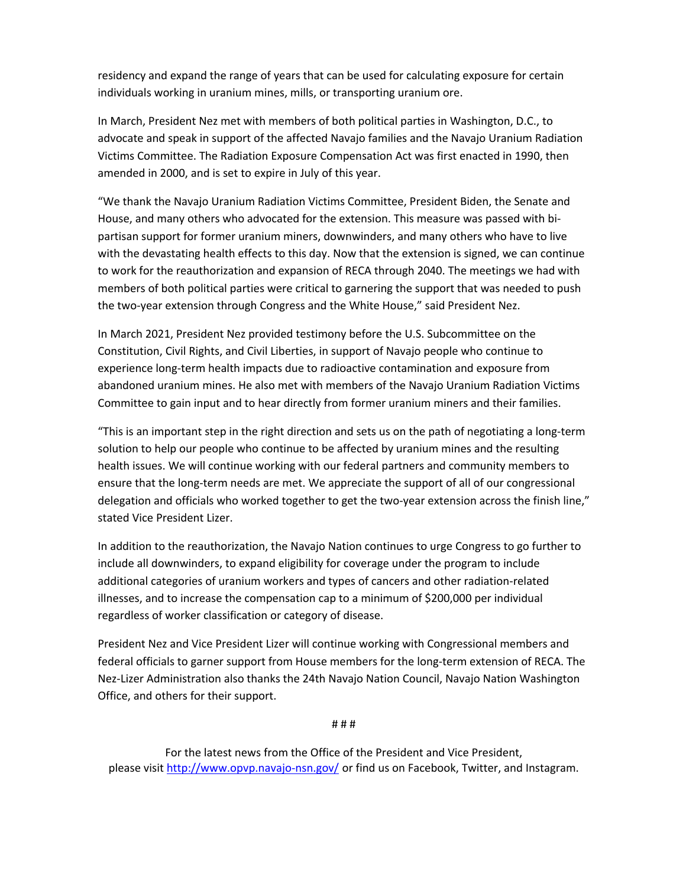residency and expand the range of years that can be used for calculating exposure for certain individuals working in uranium mines, mills, or transporting uranium ore.

In March, President Nez met with members of both political parties in Washington, D.C., to advocate and speak in support of the affected Navajo families and the Navajo Uranium Radiation Victims Committee. The Radiation Exposure Compensation Act was first enacted in 1990, then amended in 2000, and is set to expire in July of this year.

"We thank the Navajo Uranium Radiation Victims Committee, President Biden, the Senate and House, and many others who advocated for the extension. This measure was passed with bi-partisan support for former uranium miners, downwinders, and many others who have to live with the devastating health effects to this day. Now that the extension is signed, we can continue to work for the reauthorization and expansion of RECA through 2040. The meetings we had with members of both political parties were critical to garnering the support that was needed to push the two-year extension through Congress and the White House," said President Nez.

In March 2021, President Nez provided testimony before the U.S. Subcommittee on the Constitution, Civil Rights, and Civil Liberties, in support of Navajo people who continue to experience long-term health impacts due to radioactive contamination and exposure from abandoned uranium mines. He also met with members of the Navajo Uranium Radiation Victims Committee to gain input and to hear directly from former uranium miners and their families.

"This is an important step in the right direction and sets us on the path of negotiating a long-term solution to help our people who continue to be affected by uranium mines and the resulting health issues. We will continue working with our federal partners and community members to ensure that the long-term needs are met. We appreciate the support of all of our congressional delegation and officials who worked together to get the two-year extension across the finish line," stated Vice President Lizer.

In addition to the reauthorization, the Navajo Nation continues to urge Congress to go further to include all downwinders, to expand eligibility for coverage under the program to include additional categories of uranium workers and types of cancers and other radiation-related illnesses, and to increase the compensation cap to a minimum of $200,000 per individual regardless of worker classification or category of disease.

President Nez and Vice President Lizer will continue working with Congressional members and federal officials to garner support from House members for the long-term extension of RECA. The Nez-Lizer Administration also thanks the 24th Navajo Nation Council, Navajo Nation Washington Office, and others for their support.

# # #

For the latest news from the Office of the President and Vice President,
please visit http://www.opvp.navajo-nsn.gov/ or find us on Facebook, Twitter, and Instagram.